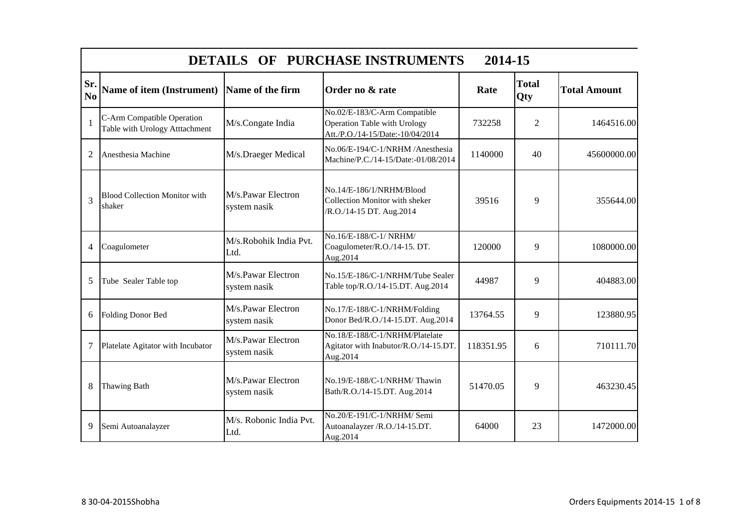# DETAILS OF PURCHASE INSTRUMENTS 2014-15

| Sr. No | Name of item (Instrument) | Name of the firm | Order no & rate | Rate | Total Qty | Total Amount |
|---|---|---|---|---|---|---|
| 1 | C-Arm Compatible Operation Table with Urology Atttachment | M/s.Congate India | No.02/E-183/C-Arm Compatible Operation Table with Urology Att./P.O./14-15/Date:-10/04/2014 | 732258 | 2 | 1464516.00 |
| 2 | Anesthesia Machine | M/s.Draeger Medical | No.06/E-194/C-1/NRHM /Anesthesia Machine/P.C./14-15/Date:-01/08/2014 | 1140000 | 40 | 45600000.00 |
| 3 | Blood Collection Monitor with shaker | M/s.Pawar Electron system nasik | No.14/E-186/1/NRHM/Blood Collection Monitor with sheker /R.O./14-15 DT. Aug.2014 | 39516 | 9 | 355644.00 |
| 4 | Coagulometer | M/s.Robohik India Pvt. Ltd. | No.16/E-188/C-1/ NRHM/ Coagulometer/R.O./14-15. DT. Aug.2014 | 120000 | 9 | 1080000.00 |
| 5 | Tube Sealer Table top | M/s.Pawar Electron system nasik | No.15/E-186/C-1/NRHM/Tube Sealer Table top/R.O./14-15.DT. Aug.2014 | 44987 | 9 | 404883.00 |
| 6 | Folding Donor Bed | M/s.Pawar Electron system nasik | No.17/E-188/C-1/NRHM/Folding Donor Bed/R.O./14-15.DT. Aug.2014 | 13764.55 | 9 | 123880.95 |
| 7 | Platelate Agitator with Incubator | M/s.Pawar Electron system nasik | No.18/E-188/C-1/NRHM/Platelate Agitator with Inabutor/R.O./14-15.DT. Aug.2014 | 118351.95 | 6 | 710111.70 |
| 8 | Thawing Bath | M/s.Pawar Electron system nasik | No.19/E-188/C-1/NRHM/ Thawin Bath/R.O./14-15.DT. Aug.2014 | 51470.05 | 9 | 463230.45 |
| 9 | Semi Autoanalayzer | M/s. Robonic India Pvt. Ltd. | No.20/E-191/C-1/NRHM/ Semi Autoanalayzer /R.O./14-15.DT. Aug.2014 | 64000 | 23 | 1472000.00 |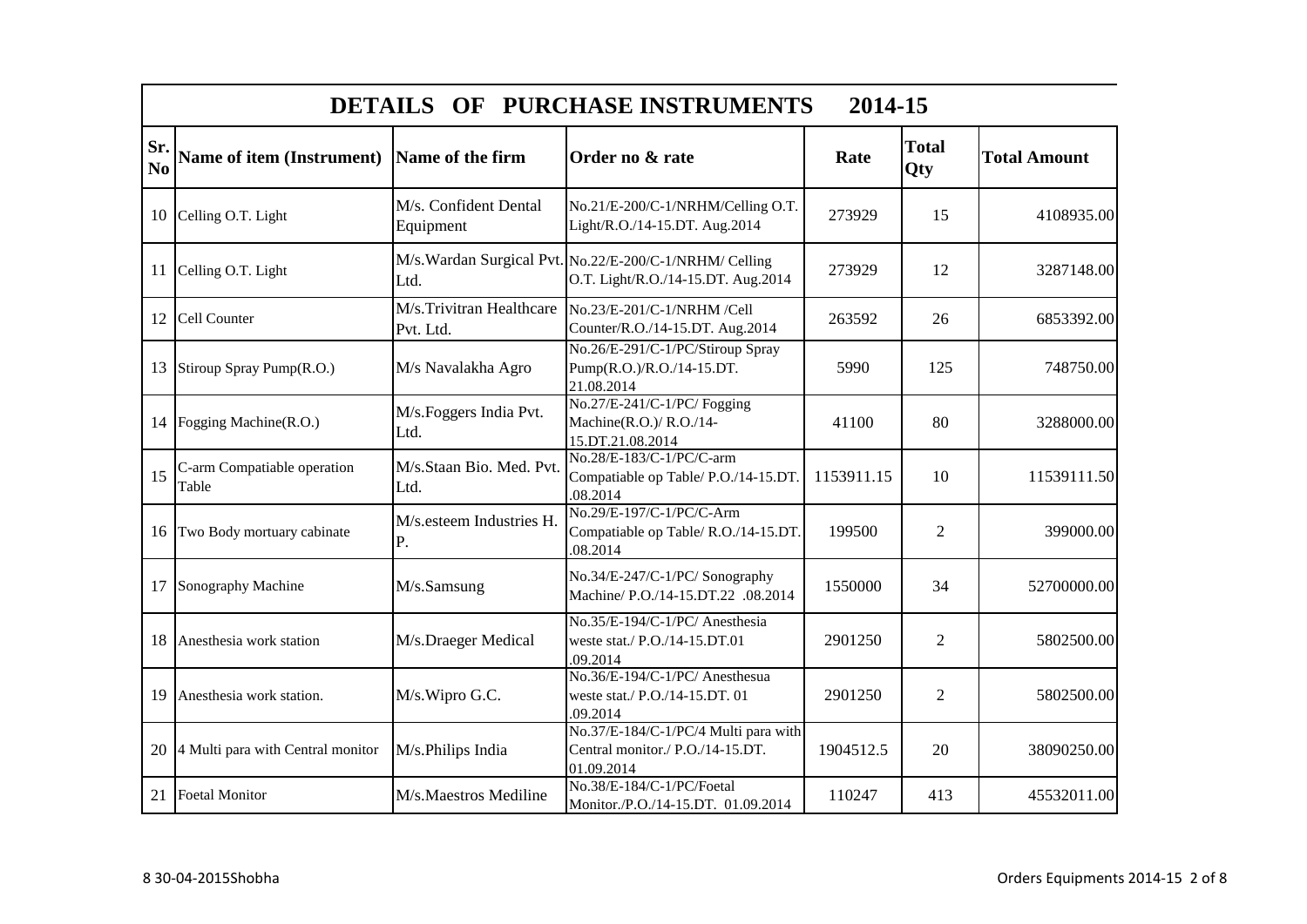# DETAILS OF PURCHASE INSTRUMENTS 2014-15

| Sr. No | Name of item (Instrument) | Name of the firm | Order no & rate | Rate | Total Qty | Total Amount |
|---|---|---|---|---|---|---|
| 10 | Celling O.T. Light | M/s. Confident Dental Equipment | No.21/E-200/C-1/NRHM/Celling O.T. Light/R.O./14-15.DT. Aug.2014 | 273929 | 15 | 4108935.00 |
| 11 | Celling O.T. Light | M/s.Wardan Surgical Pvt. Ltd. | No.22/E-200/C-1/NRHM/ Celling O.T. Light/R.O./14-15.DT. Aug.2014 | 273929 | 12 | 3287148.00 |
| 12 | Cell Counter | M/s.Trivitran Healthcare Pvt. Ltd. | No.23/E-201/C-1/NRHM /Cell Counter/R.O./14-15.DT. Aug.2014 | 263592 | 26 | 6853392.00 |
| 13 | Stiroup Spray Pump(R.O.) | M/s Navalakha Agro | No.26/E-291/C-1/PC/Stiroup Spray Pump(R.O.)/R.O./14-15.DT. 21.08.2014 | 5990 | 125 | 748750.00 |
| 14 | Fogging Machine(R.O.) | M/s.Foggers India Pvt. Ltd. | No.27/E-241/C-1/PC/ Fogging Machine(R.O.)/ R.O./14-15.DT.21.08.2014 | 41100 | 80 | 3288000.00 |
| 15 | C-arm Compatiable operation Table | M/s.Staan Bio. Med. Pvt. Ltd. | No.28/E-183/C-1/PC/C-arm Compatiable op Table/ P.O./14-15.DT. .08.2014 | 1153911.15 | 10 | 11539111.50 |
| 16 | Two Body mortuary cabinate | M/s.esteem Industries H. P. | No.29/E-197/C-1/PC/C-Arm Compatiable op Table/ R.O./14-15.DT. .08.2014 | 199500 | 2 | 399000.00 |
| 17 | Sonography Machine | M/s.Samsung | No.34/E-247/C-1/PC/ Sonography Machine/ P.O./14-15.DT.22 .08.2014 | 1550000 | 34 | 52700000.00 |
| 18 | Anesthesia work station | M/s.Draeger Medical | No.35/E-194/C-1/PC/ Anesthesia weste stat./ P.O./14-15.DT.01 .09.2014 | 2901250 | 2 | 5802500.00 |
| 19 | Anesthesia work station. | M/s.Wipro G.C. | No.36/E-194/C-1/PC/ Anesthesua weste stat./ P.O./14-15.DT. 01 .09.2014 | 2901250 | 2 | 5802500.00 |
| 20 | 4 Multi para with Central monitor | M/s.Philips India | No.37/E-184/C-1/PC/4 Multi para with Central monitor./ P.O./14-15.DT. 01.09.2014 | 1904512.5 | 20 | 38090250.00 |
| 21 | Foetal Monitor | M/s.Maestros Mediline | No.38/E-184/C-1/PC/Foetal Monitor./P.O./14-15.DT. 01.09.2014 | 110247 | 413 | 45532011.00 |

8 30-04-2015Shobha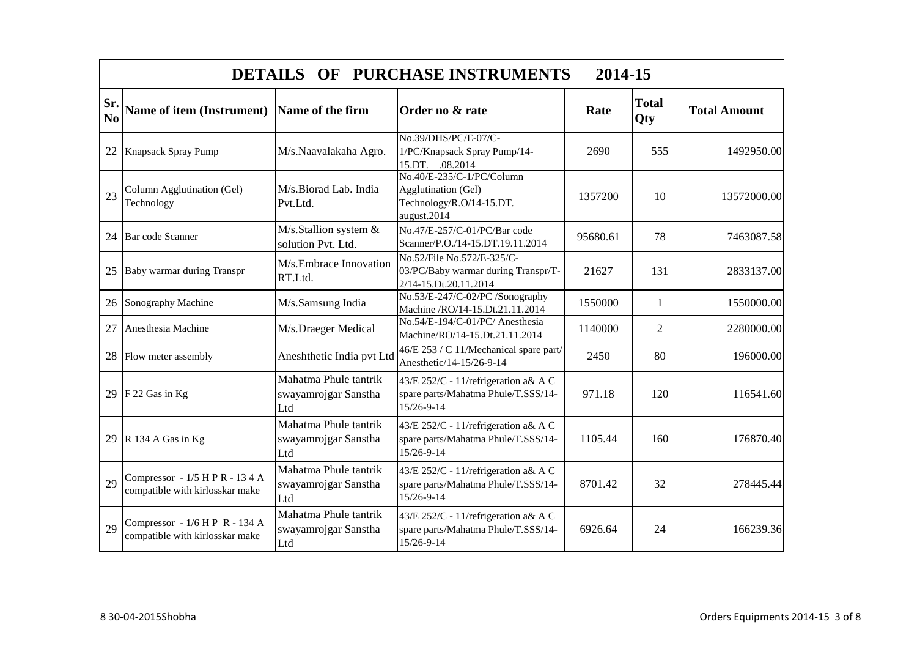## DETAILS OF PURCHASE INSTRUMENTS 2014-15

| Sr. No | Name of item (Instrument) | Name of the firm | Order no & rate | Rate | Total Qty | Total Amount |
|---|---|---|---|---|---|---|
| 22 | Knapsack Spray Pump | M/s.Naavalakaha Agro. | No.39/DHS/PC/E-07/C-1/PC/Knapsack Spray Pump/14-15.DT. .08.2014 | 2690 | 555 | 1492950.00 |
| 23 | Column Agglutination (Gel) Technology | M/s.Biorad Lab. India Pvt.Ltd. | No.40/E-235/C-1/PC/Column Agglutination (Gel) Technology/R.O/14-15.DT. august.2014 | 1357200 | 10 | 13572000.00 |
| 24 | Bar code Scanner | M/s.Stallion system & solution Pvt. Ltd. | No.47/E-257/C-01/PC/Bar code Scanner/P.O./14-15.DT.19.11.2014 | 95680.61 | 78 | 7463087.58 |
| 25 | Baby warmar during Transpr | M/s.Embrace Innovation RT.Ltd. | No.52/File No.572/E-325/C-03/PC/Baby warmar during Transpr/T-2/14-15.Dt.20.11.2014 | 21627 | 131 | 2833137.00 |
| 26 | Sonography Machine | M/s.Samsung India | No.53/E-247/C-02/PC /Sonography Machine /RO/14-15.Dt.21.11.2014 | 1550000 | 1 | 1550000.00 |
| 27 | Anesthesia Machine | M/s.Draeger Medical | No.54/E-194/C-01/PC/ Anesthesia Machine/RO/14-15.Dt.21.11.2014 | 1140000 | 2 | 2280000.00 |
| 28 | Flow meter assembly | Aneshthetic India pvt Ltd | 46/E 253 / C 11/Mechanical spare part/ Anesthetic/14-15/26-9-14 | 2450 | 80 | 196000.00 |
| 29 | F 22 Gas in Kg | Mahatma Phule tantrik swayamrojgar Sanstha Ltd | 43/E 252/C - 11/refrigeration a& A C spare parts/Mahatma Phule/T.SSS/14-15/26-9-14 | 971.18 | 120 | 116541.60 |
| 29 | R 134 A Gas in Kg | Mahatma Phule tantrik swayamrojgar Sanstha Ltd | 43/E 252/C - 11/refrigeration a& A C spare parts/Mahatma Phule/T.SSS/14-15/26-9-14 | 1105.44 | 160 | 176870.40 |
| 29 | Compressor - 1/5 H P R - 13 4 A compatible with kirlosskar make | Mahatma Phule tantrik swayamrojgar Sanstha Ltd | 43/E 252/C - 11/refrigeration a& A C spare parts/Mahatma Phule/T.SSS/14-15/26-9-14 | 8701.42 | 32 | 278445.44 |
| 29 | Compressor - 1/6 H P R - 134 A compatible with kirlosskar make | Mahatma Phule tantrik swayamrojgar Sanstha Ltd | 43/E 252/C - 11/refrigeration a& A C spare parts/Mahatma Phule/T.SSS/14-15/26-9-14 | 6926.64 | 24 | 166239.36 |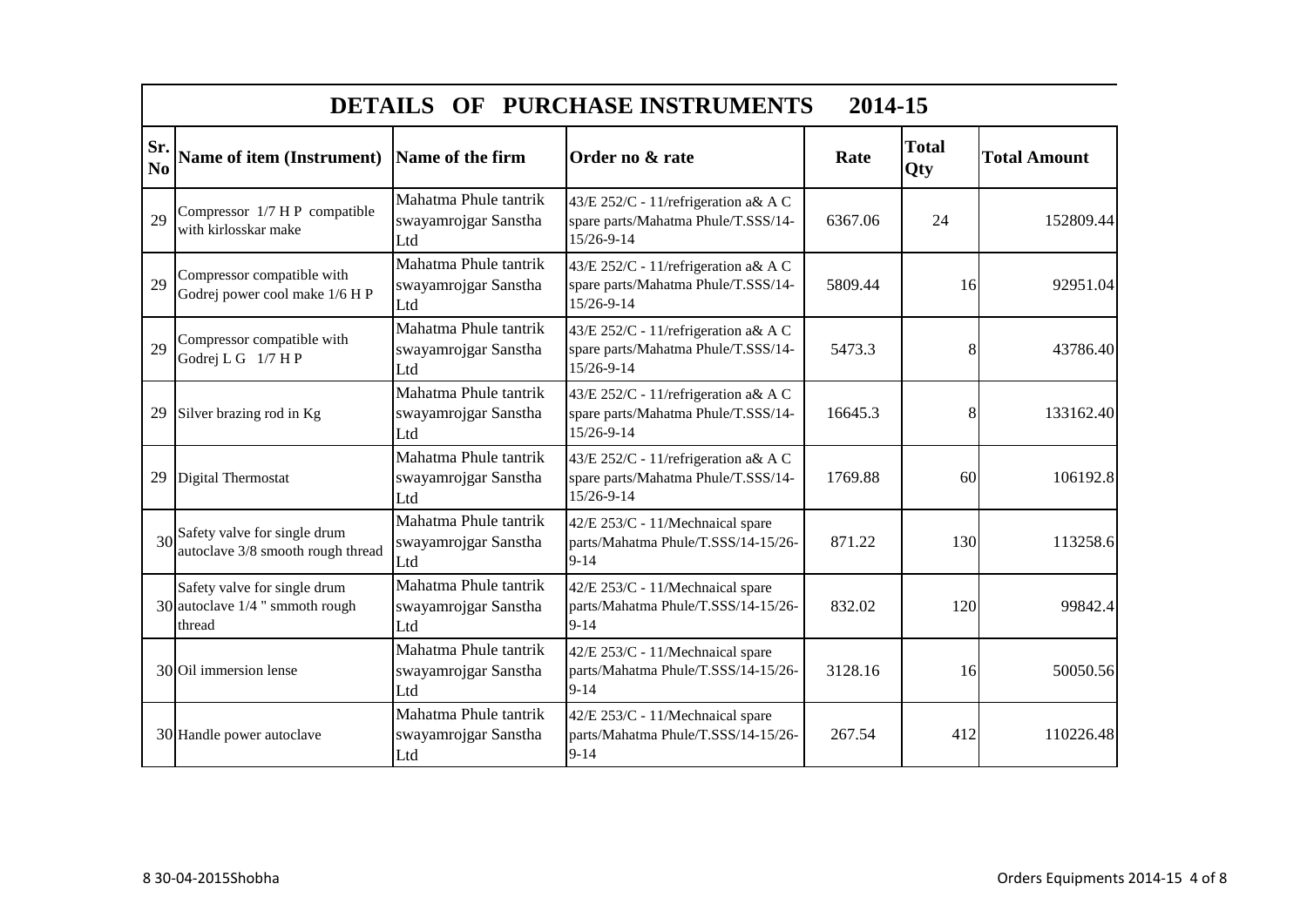# DETAILS OF PURCHASE INSTRUMENTS 2014-15

| Sr. No | Name of item (Instrument) | Name of the firm | Order no & rate | Rate | Total Qty | Total Amount |
|---|---|---|---|---|---|---|
| 29 | Compressor 1/7 H P compatible with kirlosskar make | Mahatma Phule tantrik swayamrojgar Sanstha Ltd | 43/E 252/C - 11/refrigeration a& A C spare parts/Mahatma Phule/T.SSS/14-15/26-9-14 | 6367.06 | 24 | 152809.44 |
| 29 | Compressor compatible with Godrej power cool make 1/6 H P | Mahatma Phule tantrik swayamrojgar Sanstha Ltd | 43/E 252/C - 11/refrigeration a& A C spare parts/Mahatma Phule/T.SSS/14-15/26-9-14 | 5809.44 | 16 | 92951.04 |
| 29 | Compressor compatible with Godrej L G 1/7 H P | Mahatma Phule tantrik swayamrojgar Sanstha Ltd | 43/E 252/C - 11/refrigeration a& A C spare parts/Mahatma Phule/T.SSS/14-15/26-9-14 | 5473.3 | 8 | 43786.40 |
| 29 | Silver brazing rod in Kg | Mahatma Phule tantrik swayamrojgar Sanstha Ltd | 43/E 252/C - 11/refrigeration a& A C spare parts/Mahatma Phule/T.SSS/14-15/26-9-14 | 16645.3 | 8 | 133162.40 |
| 29 | Digital Thermostat | Mahatma Phule tantrik swayamrojgar Sanstha Ltd | 43/E 252/C - 11/refrigeration a& A C spare parts/Mahatma Phule/T.SSS/14-15/26-9-14 | 1769.88 | 60 | 106192.8 |
| 30 | Safety valve for single drum autoclave 3/8 smooth rough thread | Mahatma Phule tantrik swayamrojgar Sanstha Ltd | 42/E 253/C - 11/Mechnaical spare parts/Mahatma Phule/T.SSS/14-15/26-9-14 | 871.22 | 130 | 113258.6 |
| 30 | Safety valve for single drum autoclave 1/4 " smmoth rough thread | Mahatma Phule tantrik swayamrojgar Sanstha Ltd | 42/E 253/C - 11/Mechnaical spare parts/Mahatma Phule/T.SSS/14-15/26-9-14 | 832.02 | 120 | 99842.4 |
| 30 | Oil immersion lense | Mahatma Phule tantrik swayamrojgar Sanstha Ltd | 42/E 253/C - 11/Mechnaical spare parts/Mahatma Phule/T.SSS/14-15/26-9-14 | 3128.16 | 16 | 50050.56 |
| 30 | Handle power autoclave | Mahatma Phule tantrik swayamrojgar Sanstha Ltd | 42/E 253/C - 11/Mechnaical spare parts/Mahatma Phule/T.SSS/14-15/26-9-14 | 267.54 | 412 | 110226.48 |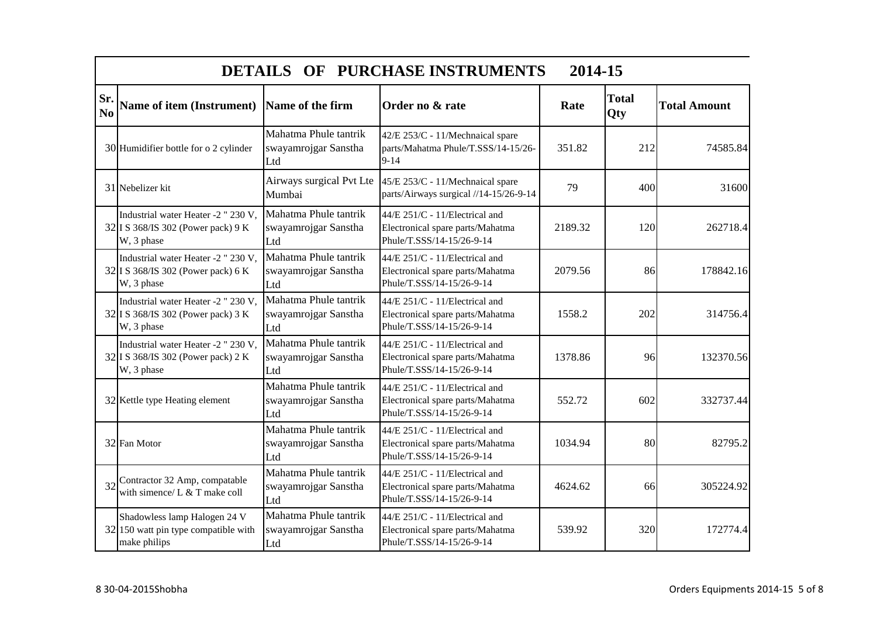| DETAILS OF PURCHASE INSTRUMENTS 2014-15 | | | | | | |
|---|---|---|---|---|---|---|
| Sr. No | Name of item (Instrument) | Name of the firm | Order no & rate | Rate | Total Qty | Total Amount |
| 30 | Humidifier bottle for o 2 cylinder | Mahatma Phule tantrik swayamrojgar Sanstha Ltd | 42/E 253/C - 11/Mechnaical spare parts/Mahatma Phule/T.SSS/14-15/26-9-14 | 351.82 | 212 | 74585.84 |
| 31 | Nebelizer kit | Airways surgical Pvt Lte Mumbai | 45/E 253/C - 11/Mechnaical spare parts/Airways surgical //14-15/26-9-14 | 79 | 400 | 31600 |
| 32 | Industrial water Heater -2 " 230 V, I S 368/IS 302 (Power pack) 9 K W, 3 phase | Mahatma Phule tantrik swayamrojgar Sanstha Ltd | 44/E 251/C - 11/Electrical and Electronical spare parts/Mahatma Phule/T.SSS/14-15/26-9-14 | 2189.32 | 120 | 262718.4 |
| 32 | Industrial water Heater -2 " 230 V, I S 368/IS 302 (Power pack) 6 K W, 3 phase | Mahatma Phule tantrik swayamrojgar Sanstha Ltd | 44/E 251/C - 11/Electrical and Electronical spare parts/Mahatma Phule/T.SSS/14-15/26-9-14 | 2079.56 | 86 | 178842.16 |
| 32 | Industrial water Heater -2 " 230 V, I S 368/IS 302 (Power pack) 3 K W, 3 phase | Mahatma Phule tantrik swayamrojgar Sanstha Ltd | 44/E 251/C - 11/Electrical and Electronical spare parts/Mahatma Phule/T.SSS/14-15/26-9-14 | 1558.2 | 202 | 314756.4 |
| 32 | Industrial water Heater -2 " 230 V, I S 368/IS 302 (Power pack) 2 K W, 3 phase | Mahatma Phule tantrik swayamrojgar Sanstha Ltd | 44/E 251/C - 11/Electrical and Electronical spare parts/Mahatma Phule/T.SSS/14-15/26-9-14 | 1378.86 | 96 | 132370.56 |
| 32 | Kettle type Heating element | Mahatma Phule tantrik swayamrojgar Sanstha Ltd | 44/E 251/C - 11/Electrical and Electronical spare parts/Mahatma Phule/T.SSS/14-15/26-9-14 | 552.72 | 602 | 332737.44 |
| 32 | Fan Motor | Mahatma Phule tantrik swayamrojgar Sanstha Ltd | 44/E 251/C - 11/Electrical and Electronical spare parts/Mahatma Phule/T.SSS/14-15/26-9-14 | 1034.94 | 80 | 82795.2 |
| 32 | Contractor 32 Amp, compatable with simence/ L & T make coll | Mahatma Phule tantrik swayamrojgar Sanstha Ltd | 44/E 251/C - 11/Electrical and Electronical spare parts/Mahatma Phule/T.SSS/14-15/26-9-14 | 4624.62 | 66 | 305224.92 |
| 32 | Shadowless lamp Halogen 24 V 150 watt pin type compatible with make philips | Mahatma Phule tantrik swayamrojgar Sanstha Ltd | 44/E 251/C - 11/Electrical and Electronical spare parts/Mahatma Phule/T.SSS/14-15/26-9-14 | 539.92 | 320 | 172774.4 |

8 30-04-2015Shobha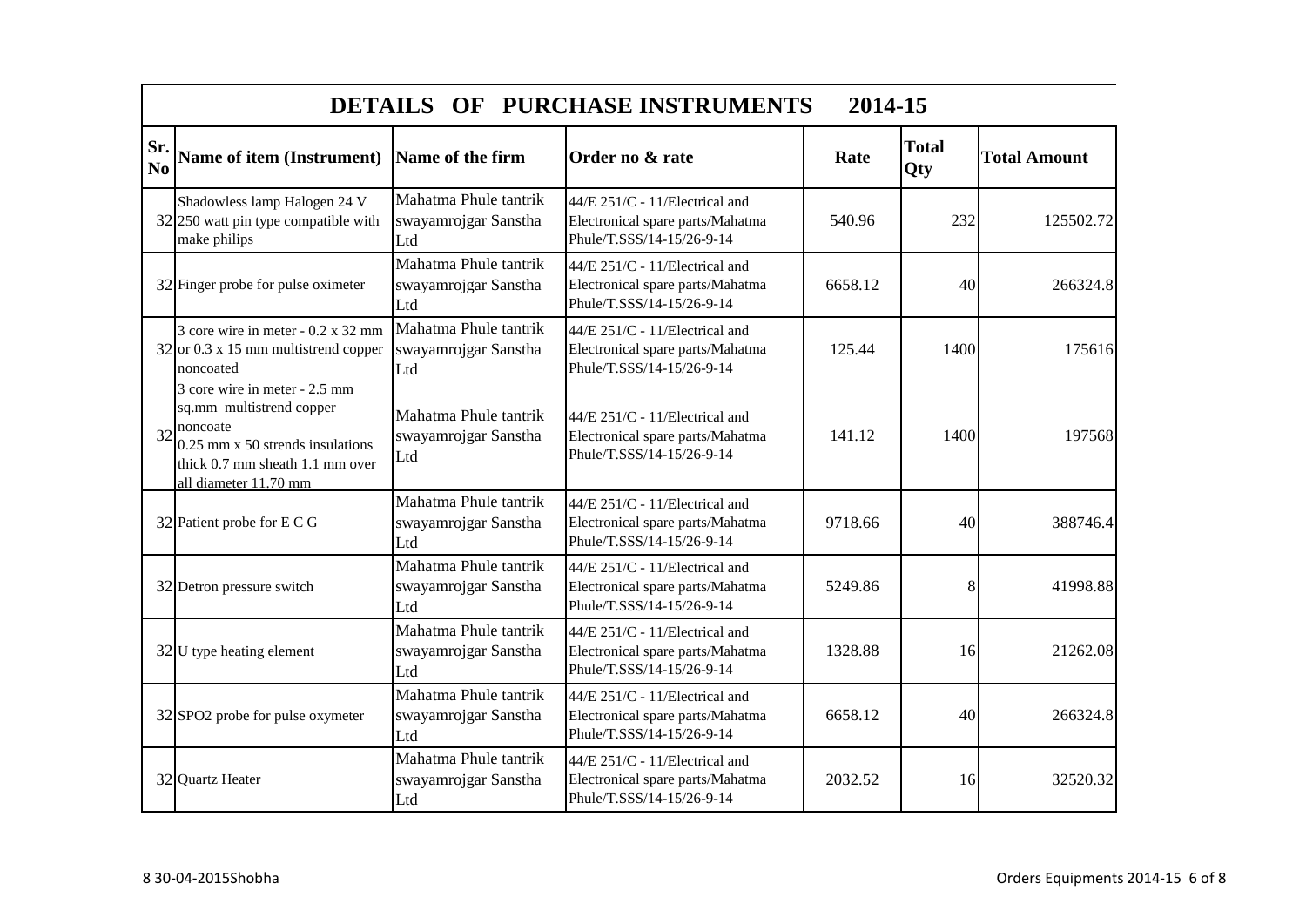## DETAILS OF PURCHASE INSTRUMENTS 2014-15

| Sr. No | Name of item (Instrument) | Name of the firm | Order no & rate | Rate | Total Qty | Total Amount |
|---|---|---|---|---|---|---|
| 32 | Shadowless lamp Halogen 24 V 250 watt pin type compatible with make philips | Mahatma Phule tantrik swayamrojgar Sanstha Ltd | 44/E 251/C - 11/Electrical and Electronical spare parts/Mahatma Phule/T.SSS/14-15/26-9-14 | 540.96 | 232 | 125502.72 |
| 32 | Finger probe for pulse oximeter | Mahatma Phule tantrik swayamrojgar Sanstha Ltd | 44/E 251/C - 11/Electrical and Electronical spare parts/Mahatma Phule/T.SSS/14-15/26-9-14 | 6658.12 | 40 | 266324.8 |
| 32 | 3 core wire in meter - 0.2 x 32 mm or 0.3 x 15 mm multistrend copper noncoated | Mahatma Phule tantrik swayamrojgar Sanstha Ltd | 44/E 251/C - 11/Electrical and Electronical spare parts/Mahatma Phule/T.SSS/14-15/26-9-14 | 125.44 | 1400 | 175616 |
| 32 | 3 core wire in meter - 2.5 mm sq.mm multistrend copper noncoate 0.25 mm x 50 strends insulations thick 0.7 mm sheath 1.1 mm over all diameter 11.70 mm | Mahatma Phule tantrik swayamrojgar Sanstha Ltd | 44/E 251/C - 11/Electrical and Electronical spare parts/Mahatma Phule/T.SSS/14-15/26-9-14 | 141.12 | 1400 | 197568 |
| 32 | Patient probe for E C G | Mahatma Phule tantrik swayamrojgar Sanstha Ltd | 44/E 251/C - 11/Electrical and Electronical spare parts/Mahatma Phule/T.SSS/14-15/26-9-14 | 9718.66 | 40 | 388746.4 |
| 32 | Detron pressure switch | Mahatma Phule tantrik swayamrojgar Sanstha Ltd | 44/E 251/C - 11/Electrical and Electronical spare parts/Mahatma Phule/T.SSS/14-15/26-9-14 | 5249.86 | 8 | 41998.88 |
| 32 | U type heating element | Mahatma Phule tantrik swayamrojgar Sanstha Ltd | 44/E 251/C - 11/Electrical and Electronical spare parts/Mahatma Phule/T.SSS/14-15/26-9-14 | 1328.88 | 16 | 21262.08 |
| 32 | SPO2 probe for pulse oxymeter | Mahatma Phule tantrik swayamrojgar Sanstha Ltd | 44/E 251/C - 11/Electrical and Electronical spare parts/Mahatma Phule/T.SSS/14-15/26-9-14 | 6658.12 | 40 | 266324.8 |
| 32 | Quartz Heater | Mahatma Phule tantrik swayamrojgar Sanstha Ltd | 44/E 251/C - 11/Electrical and Electronical spare parts/Mahatma Phule/T.SSS/14-15/26-9-14 | 2032.52 | 16 | 32520.32 |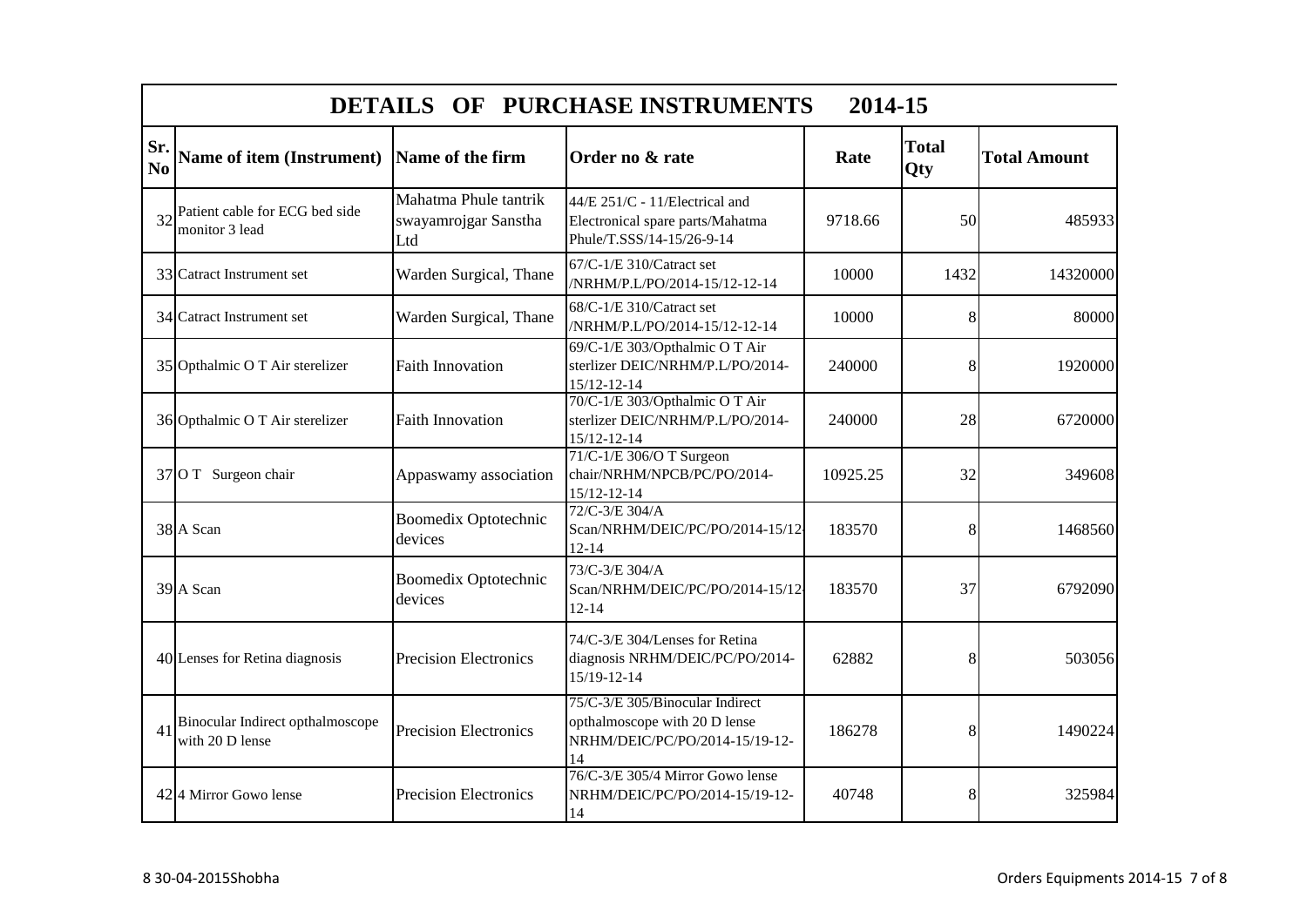# DETAILS OF PURCHASE INSTRUMENTS 2014-15

| Sr. No | Name of item (Instrument) | Name of the firm | Order no & rate | Rate | Total Qty | Total Amount |
|---|---|---|---|---|---|---|
| 32 | Patient cable for ECG bed side monitor 3 lead | Mahatma Phule tantrik swayamrojgar Sanstha Ltd | 44/E 251/C - 11/Electrical and Electronical spare parts/Mahatma Phule/T.SSS/14-15/26-9-14 | 9718.66 | 50 | 485933 |
| 33 | Catract Instrument set | Warden Surgical, Thane | 67/C-1/E 310/Catract set /NRHM/P.L/PO/2014-15/12-12-14 | 10000 | 1432 | 14320000 |
| 34 | Catract Instrument set | Warden Surgical, Thane | 68/C-1/E 310/Catract set /NRHM/P.L/PO/2014-15/12-12-14 | 10000 | 8 | 80000 |
| 35 | Opthalmic O T Air sterelizer | Faith Innovation | 69/C-1/E 303/Opthalmic O T Air sterlizer DEIC/NRHM/P.L/PO/2014-15/12-12-14 | 240000 | 8 | 1920000 |
| 36 | Opthalmic O T Air sterelizer | Faith Innovation | 70/C-1/E 303/Opthalmic O T Air sterlizer DEIC/NRHM/P.L/PO/2014-15/12-12-14 | 240000 | 28 | 6720000 |
| 37 | O T Surgeon chair | Appaswamy association | 71/C-1/E 306/O T Surgeon chair/NRHM/NPCB/PC/PO/2014-15/12-12-14 | 10925.25 | 32 | 349608 |
| 38 | A Scan | Boomedix Optotechnic devices | 72/C-3/E 304/A Scan/NRHM/DEIC/PC/PO/2014-15/12-12-14 | 183570 | 8 | 1468560 |
| 39 | A Scan | Boomedix Optotechnic devices | 73/C-3/E 304/A Scan/NRHM/DEIC/PC/PO/2014-15/12-12-14 | 183570 | 37 | 6792090 |
| 40 | Lenses for Retina diagnosis | Precision Electronics | 74/C-3/E 304/Lenses for Retina diagnosis NRHM/DEIC/PC/PO/2014-15/19-12-14 | 62882 | 8 | 503056 |
| 41 | Binocular Indirect opthalmoscope with 20 D lense | Precision Electronics | 75/C-3/E 305/Binocular Indirect opthalmoscope with 20 D lense NRHM/DEIC/PC/PO/2014-15/19-12-14 | 186278 | 8 | 1490224 |
| 42 | 4 Mirror Gowo lense | Precision Electronics | 76/C-3/E 305/4 Mirror Gowo lense NRHM/DEIC/PC/PO/2014-15/19-12-14 | 40748 | 8 | 325984 |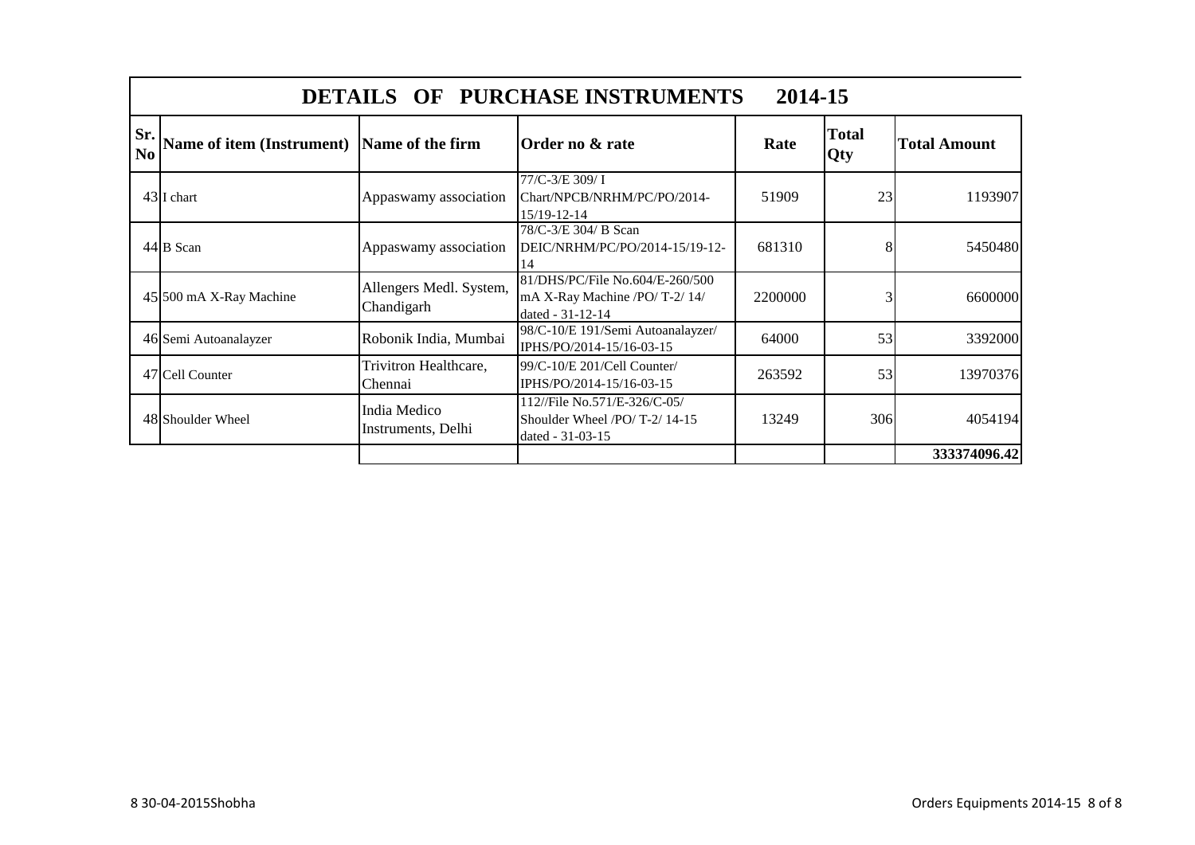# DETAILS OF PURCHASE INSTRUMENTS 2014-15

| Sr. No | Name of item (Instrument) | Name of the firm | Order no & rate | Rate | Total Qty | Total Amount |
|---|---|---|---|---|---|---|
| 43 | I chart | Appaswamy association | 77/C-3/E 309/ I Chart/NPCB/NRHM/PC/PO/2014-15/19-12-14 | 51909 | 23 | 1193907 |
| 44 | B Scan | Appaswamy association | 78/C-3/E 304/ B Scan DEIC/NRHM/PC/PO/2014-15/19-12-14 | 681310 | 8 | 5450480 |
| 45 | 500 mA X-Ray Machine | Allengers Medl. System, Chandigarh | 81/DHS/PC/File No.604/E-260/500 mA X-Ray Machine /PO/ T-2/ 14/ dated - 31-12-14 | 2200000 | 3 | 6600000 |
| 46 | Semi Autoanalayzer | Robonik India, Mumbai | 98/C-10/E 191/Semi Autoanalayzer/ IPHS/PO/2014-15/16-03-15 | 64000 | 53 | 3392000 |
| 47 | Cell Counter | Trivitron Healthcare, Chennai | 99/C-10/E 201/Cell Counter/ IPHS/PO/2014-15/16-03-15 | 263592 | 53 | 13970376 |
| 48 | Shoulder Wheel | India Medico Instruments, Delhi | 112//File No.571/E-326/C-05/ Shoulder Wheel /PO/ T-2/ 14-15 dated - 31-03-15 | 13249 | 306 | 4054194 |
| | | | | | | **333374096.42** |